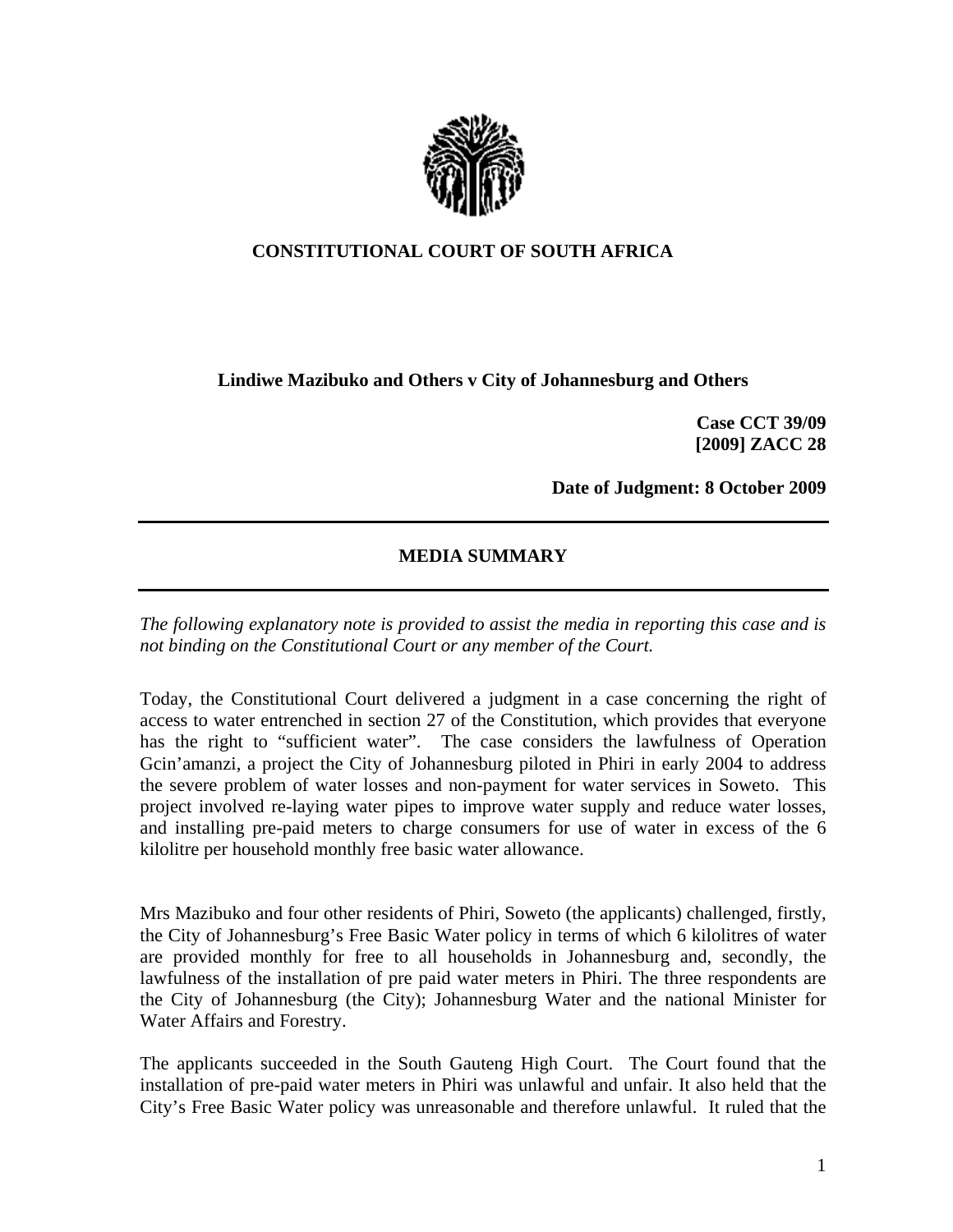# CONSTITUTIONAL COURT OF SOUTH AFRICA

**Lindiwe Mazibuko and Others v City of Johannesburg and Others**

**Case CCT 39/09**
**[2009] ZACC 28**

**Date of Judgment: 8 October 2009**

---

## MEDIA SUMMARY

---

*The following explanatory note is provided to assist the media in reporting this case and is not binding on the Constitutional Court or any member of the Court.*

Today, the Constitutional Court delivered a judgment in a case concerning the right of access to water entrenched in section 27 of the Constitution, which provides that everyone has the right to "sufficient water". The case considers the lawfulness of Operation Gcin'amanzi, a project the City of Johannesburg piloted in Phiri in early 2004 to address the severe problem of water losses and non-payment for water services in Soweto. This project involved re-laying water pipes to improve water supply and reduce water losses, and installing pre-paid meters to charge consumers for use of water in excess of the 6 kilolitre per household monthly free basic water allowance.

Mrs Mazibuko and four other residents of Phiri, Soweto (the applicants) challenged, firstly, the City of Johannesburg's Free Basic Water policy in terms of which 6 kilolitres of water are provided monthly for free to all households in Johannesburg and, secondly, the lawfulness of the installation of pre paid water meters in Phiri. The three respondents are the City of Johannesburg (the City); Johannesburg Water and the national Minister for Water Affairs and Forestry.

The applicants succeeded in the South Gauteng High Court. The Court found that the installation of pre-paid water meters in Phiri was unlawful and unfair. It also held that the City's Free Basic Water policy was unreasonable and therefore unlawful. It ruled that the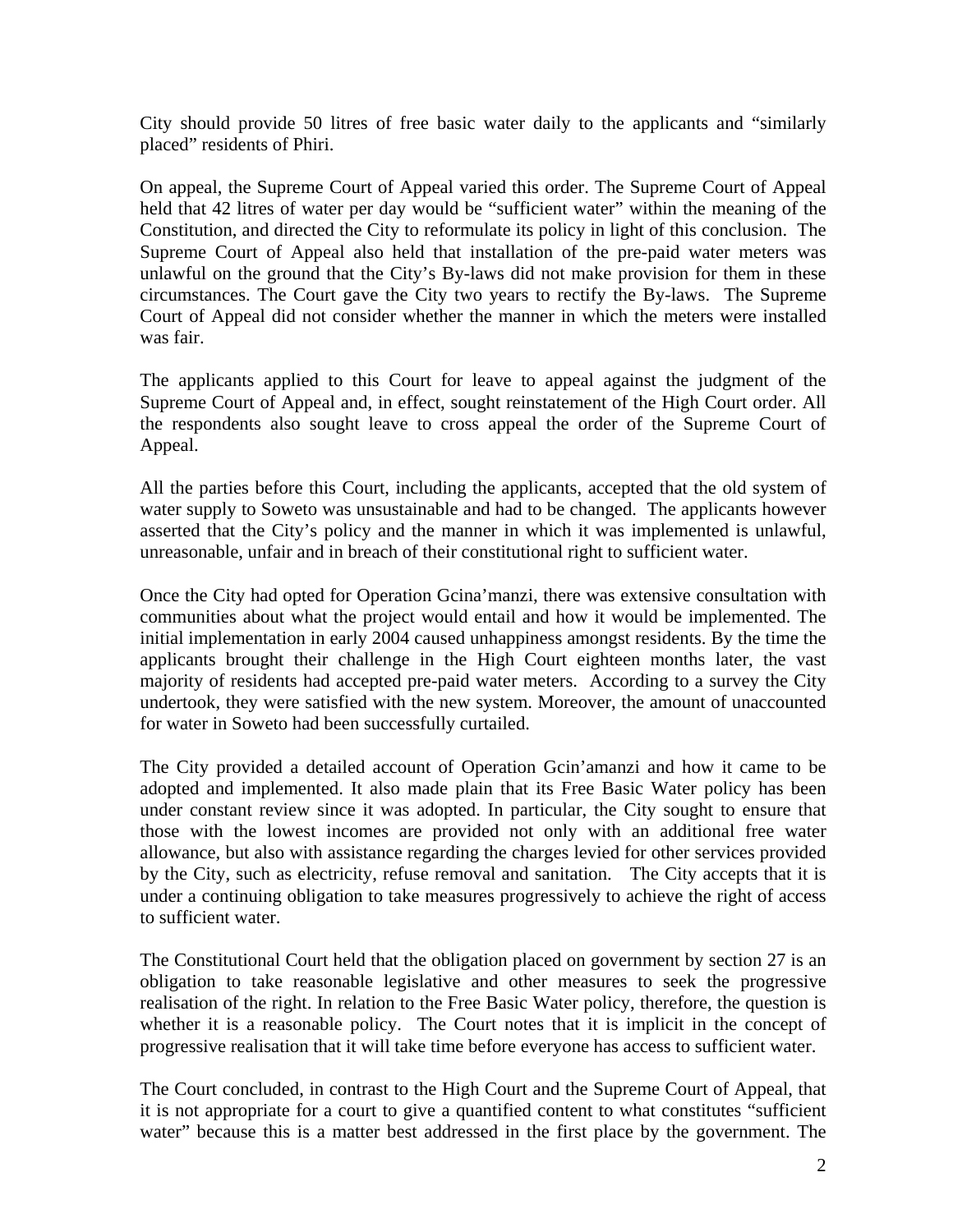City should provide 50 litres of free basic water daily to the applicants and "similarly placed" residents of Phiri.

On appeal, the Supreme Court of Appeal varied this order. The Supreme Court of Appeal held that 42 litres of water per day would be "sufficient water" within the meaning of the Constitution, and directed the City to reformulate its policy in light of this conclusion. The Supreme Court of Appeal also held that installation of the pre-paid water meters was unlawful on the ground that the City's By-laws did not make provision for them in these circumstances. The Court gave the City two years to rectify the By-laws. The Supreme Court of Appeal did not consider whether the manner in which the meters were installed was fair.

The applicants applied to this Court for leave to appeal against the judgment of the Supreme Court of Appeal and, in effect, sought reinstatement of the High Court order. All the respondents also sought leave to cross appeal the order of the Supreme Court of Appeal.

All the parties before this Court, including the applicants, accepted that the old system of water supply to Soweto was unsustainable and had to be changed. The applicants however asserted that the City's policy and the manner in which it was implemented is unlawful, unreasonable, unfair and in breach of their constitutional right to sufficient water.

Once the City had opted for Operation Gcina'manzi, there was extensive consultation with communities about what the project would entail and how it would be implemented. The initial implementation in early 2004 caused unhappiness amongst residents. By the time the applicants brought their challenge in the High Court eighteen months later, the vast majority of residents had accepted pre-paid water meters. According to a survey the City undertook, they were satisfied with the new system. Moreover, the amount of unaccounted for water in Soweto had been successfully curtailed.

The City provided a detailed account of Operation Gcin'amanzi and how it came to be adopted and implemented. It also made plain that its Free Basic Water policy has been under constant review since it was adopted. In particular, the City sought to ensure that those with the lowest incomes are provided not only with an additional free water allowance, but also with assistance regarding the charges levied for other services provided by the City, such as electricity, refuse removal and sanitation. The City accepts that it is under a continuing obligation to take measures progressively to achieve the right of access to sufficient water.

The Constitutional Court held that the obligation placed on government by section 27 is an obligation to take reasonable legislative and other measures to seek the progressive realisation of the right. In relation to the Free Basic Water policy, therefore, the question is whether it is a reasonable policy. The Court notes that it is implicit in the concept of progressive realisation that it will take time before everyone has access to sufficient water.

The Court concluded, in contrast to the High Court and the Supreme Court of Appeal, that it is not appropriate for a court to give a quantified content to what constitutes "sufficient water" because this is a matter best addressed in the first place by the government. The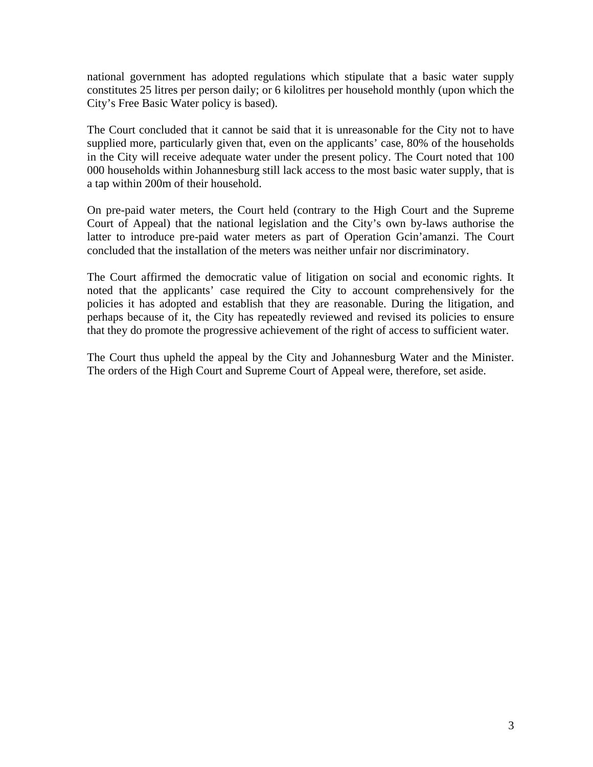national government has adopted regulations which stipulate that a basic water supply constitutes 25 litres per person daily; or 6 kilolitres per household monthly (upon which the City's Free Basic Water policy is based).

The Court concluded that it cannot be said that it is unreasonable for the City not to have supplied more, particularly given that, even on the applicants' case, 80% of the households in the City will receive adequate water under the present policy. The Court noted that 100 000 households within Johannesburg still lack access to the most basic water supply, that is a tap within 200m of their household.

On pre-paid water meters, the Court held (contrary to the High Court and the Supreme Court of Appeal) that the national legislation and the City's own by-laws authorise the latter to introduce pre-paid water meters as part of Operation Gcin'amanzi. The Court concluded that the installation of the meters was neither unfair nor discriminatory.

The Court affirmed the democratic value of litigation on social and economic rights. It noted that the applicants' case required the City to account comprehensively for the policies it has adopted and establish that they are reasonable. During the litigation, and perhaps because of it, the City has repeatedly reviewed and revised its policies to ensure that they do promote the progressive achievement of the right of access to sufficient water.

The Court thus upheld the appeal by the City and Johannesburg Water and the Minister. The orders of the High Court and Supreme Court of Appeal were, therefore, set aside.